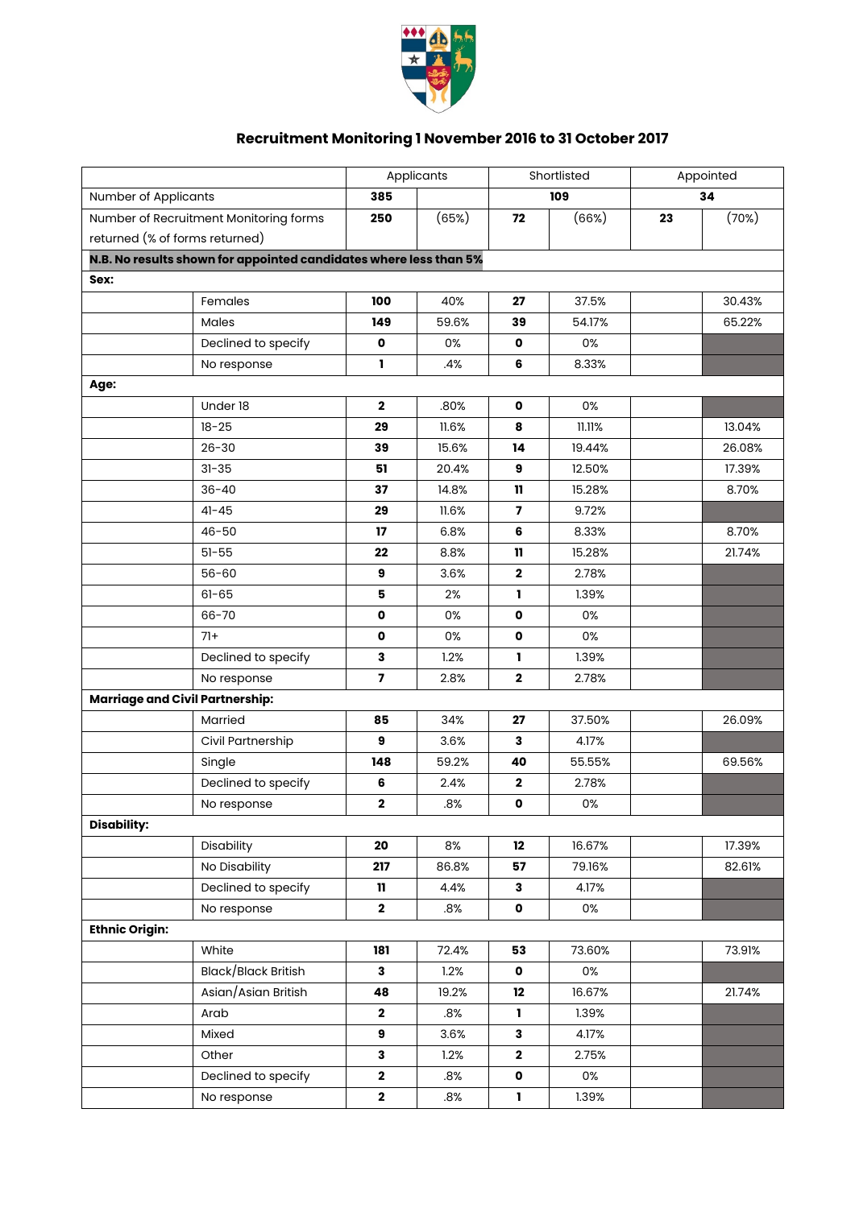## Recruitment Monitoring 1 November 2016 to 31 October 2017

| | | Applicants | | Shortlisted | | Appointed | |
|---|---|---|---|---|---|---|---|
| Number of Applicants | | **385** | | **109** | | **34** | |
| Number of Recruitment Monitoring forms returned (% of forms returned) | | **250** | (65%) | **72** | (66%) | **23** | (70%) |
| **N.B. No results shown for appointed candidates where less than 5%** | | | | | | | |
| **Sex:** | | | | | | | |
| | Females | **100** | 40% | **27** | 37.5% | | 30.43% |
| | Males | **149** | 59.6% | **39** | 54.17% | | 65.22% |
| | Declined to specify | **0** | 0% | **0** | 0% | | |
| | No response | **1** | .4% | **6** | 8.33% | | |
| **Age:** | | | | | | | |
| | Under 18 | **2** | .80% | **0** | 0% | | |
| | 18-25 | **29** | 11.6% | **8** | 11.11% | | 13.04% |
| | 26-30 | **39** | 15.6% | **14** | 19.44% | | 26.08% |
| | 31-35 | **51** | 20.4% | **9** | 12.50% | | 17.39% |
| | 36-40 | **37** | 14.8% | **11** | 15.28% | | 8.70% |
| | 41-45 | **29** | 11.6% | **7** | 9.72% | | |
| | 46-50 | **17** | 6.8% | **6** | 8.33% | | 8.70% |
| | 51-55 | **22** | 8.8% | **11** | 15.28% | | 21.74% |
| | 56-60 | **9** | 3.6% | **2** | 2.78% | | |
| | 61-65 | **5** | 2% | **1** | 1.39% | | |
| | 66-70 | **0** | 0% | **0** | 0% | | |
| | 71+ | **0** | 0% | **0** | 0% | | |
| | Declined to specify | **3** | 1.2% | **1** | 1.39% | | |
| | No response | **7** | 2.8% | **2** | 2.78% | | |
| **Marriage and Civil Partnership:** | | | | | | | |
| | Married | **85** | 34% | **27** | 37.50% | | 26.09% |
| | Civil Partnership | **9** | 3.6% | **3** | 4.17% | | |
| | Single | **148** | 59.2% | **40** | 55.55% | | 69.56% |
| | Declined to specify | **6** | 2.4% | **2** | 2.78% | | |
| | No response | **2** | .8% | **0** | 0% | | |
| **Disability:** | | | | | | | |
| | Disability | **20** | 8% | **12** | 16.67% | | 17.39% |
| | No Disability | **217** | 86.8% | **57** | 79.16% | | 82.61% |
| | Declined to specify | **11** | 4.4% | **3** | 4.17% | | |
| | No response | **2** | .8% | **0** | 0% | | |
| **Ethnic Origin:** | | | | | | | |
| | White | **181** | 72.4% | **53** | 73.60% | | 73.91% |
| | Black/Black British | **3** | 1.2% | **0** | 0% | | |
| | Asian/Asian British | **48** | 19.2% | **12** | 16.67% | | 21.74% |
| | Arab | **2** | .8% | **1** | 1.39% | | |
| | Mixed | **9** | 3.6% | **3** | 4.17% | | |
| | Other | **3** | 1.2% | **2** | 2.75% | | |
| | Declined to specify | **2** | .8% | **0** | 0% | | |
| | No response | **2** | .8% | **1** | 1.39% | | |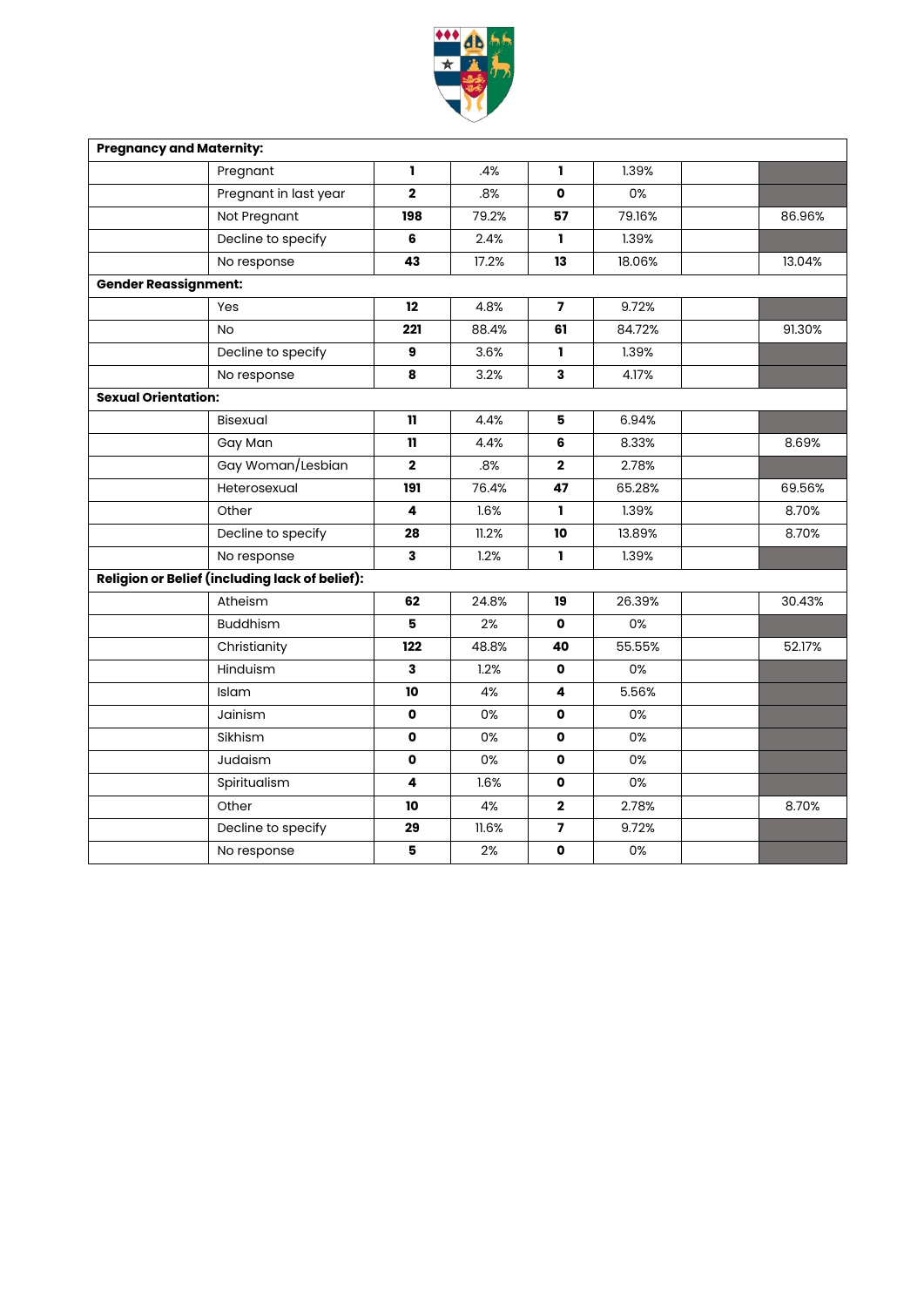| | | | | | | | |
|---|---|---|---|---|---|---|---|
| **Pregnancy and Maternity:** | | | | | | | |
| | Pregnant | **1** | .4% | **1** | 1.39% | | |
| | Pregnant in last year | **2** | .8% | **0** | 0% | | |
| | Not Pregnant | **198** | 79.2% | **57** | 79.16% | | 86.96% |
| | Decline to specify | **6** | 2.4% | **1** | 1.39% | | |
| | No response | **43** | 17.2% | **13** | 18.06% | | 13.04% |
| **Gender Reassignment:** | | | | | | | |
| | Yes | **12** | 4.8% | **7** | 9.72% | | |
| | No | **221** | 88.4% | **61** | 84.72% | | 91.30% |
| | Decline to specify | **9** | 3.6% | **1** | 1.39% | | |
| | No response | **8** | 3.2% | **3** | 4.17% | | |
| **Sexual Orientation:** | | | | | | | |
| | Bisexual | **11** | 4.4% | **5** | 6.94% | | |
| | Gay Man | **11** | 4.4% | **6** | 8.33% | | 8.69% |
| | Gay Woman/Lesbian | **2** | .8% | **2** | 2.78% | | |
| | Heterosexual | **191** | 76.4% | **47** | 65.28% | | 69.56% |
| | Other | **4** | 1.6% | **1** | 1.39% | | 8.70% |
| | Decline to specify | **28** | 11.2% | **10** | 13.89% | | 8.70% |
| | No response | **3** | 1.2% | **1** | 1.39% | | |
| **Religion or Belief (including lack of belief):** | | | | | | | |
| | Atheism | **62** | 24.8% | **19** | 26.39% | | 30.43% |
| | Buddhism | **5** | 2% | **0** | 0% | | |
| | Christianity | **122** | 48.8% | **40** | 55.55% | | 52.17% |
| | Hinduism | **3** | 1.2% | **0** | 0% | | |
| | Islam | **10** | 4% | **4** | 5.56% | | |
| | Jainism | **0** | 0% | **0** | 0% | | |
| | Sikhism | **0** | 0% | **0** | 0% | | |
| | Judaism | **0** | 0% | **0** | 0% | | |
| | Spiritualism | **4** | 1.6% | **0** | 0% | | |
| | Other | **10** | 4% | **2** | 2.78% | | 8.70% |
| | Decline to specify | **29** | 11.6% | **7** | 9.72% | | |
| | No response | **5** | 2% | **0** | 0% | | |